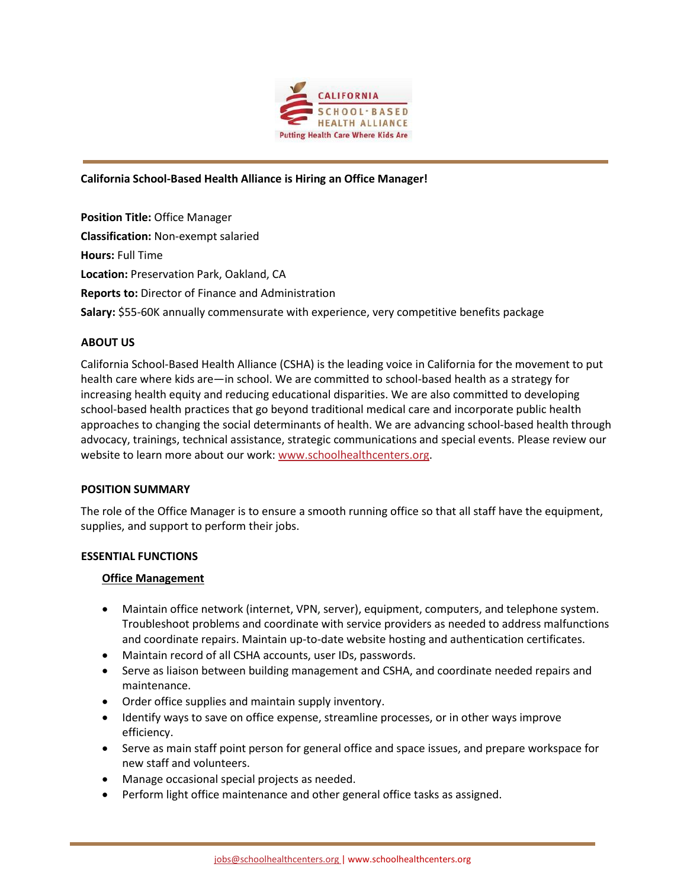**California School-Based Health Alliance is Hiring an Office Manager!**

**Position Title:** Office Manager

**Classification:** Non-exempt salaried

**Hours:** Full Time

**Location:** Preservation Park, Oakland, CA

**Reports to:** Director of Finance and Administration

**Salary:** $55-60K annually commensurate with experience, very competitive benefits package

## ABOUT US

California School-Based Health Alliance (CSHA) is the leading voice in California for the movement to put health care where kids are—in school. We are committed to school-based health as a strategy for increasing health equity and reducing educational disparities. We are also committed to developing school-based health practices that go beyond traditional medical care and incorporate public health approaches to changing the social determinants of health. We are advancing school-based health through advocacy, trainings, technical assistance, strategic communications and special events. Please review our website to learn more about our work: www.schoolhealthcenters.org.

## POSITION SUMMARY

The role of the Office Manager is to ensure a smooth running office so that all staff have the equipment, supplies, and support to perform their jobs.

## ESSENTIAL FUNCTIONS

### Office Management

- Maintain office network (internet, VPN, server), equipment, computers, and telephone system. Troubleshoot problems and coordinate with service providers as needed to address malfunctions and coordinate repairs. Maintain up-to-date website hosting and authentication certificates.
- Maintain record of all CSHA accounts, user IDs, passwords.
- Serve as liaison between building management and CSHA, and coordinate needed repairs and maintenance.
- Order office supplies and maintain supply inventory.
- Identify ways to save on office expense, streamline processes, or in other ways improve efficiency.
- Serve as main staff point person for general office and space issues, and prepare workspace for new staff and volunteers.
- Manage occasional special projects as needed.
- Perform light office maintenance and other general office tasks as assigned.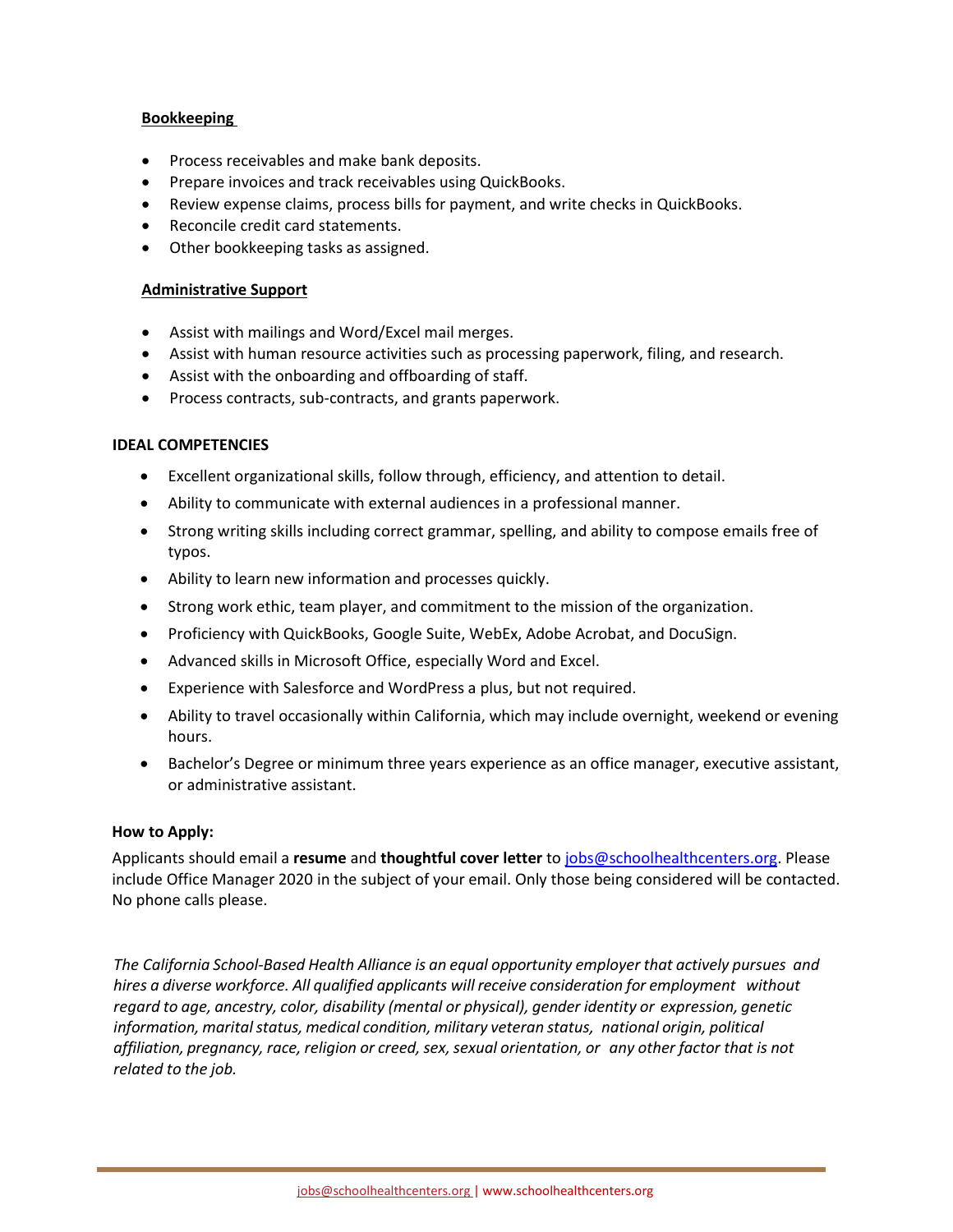**Bookkeeping**

- Process receivables and make bank deposits.
- Prepare invoices and track receivables using QuickBooks.
- Review expense claims, process bills for payment, and write checks in QuickBooks.
- Reconcile credit card statements.
- Other bookkeeping tasks as assigned.

**Administrative Support**

- Assist with mailings and Word/Excel mail merges.
- Assist with human resource activities such as processing paperwork, filing, and research.
- Assist with the onboarding and offboarding of staff.
- Process contracts, sub-contracts, and grants paperwork.

**IDEAL COMPETENCIES**

- Excellent organizational skills, follow through, efficiency, and attention to detail.
- Ability to communicate with external audiences in a professional manner.
- Strong writing skills including correct grammar, spelling, and ability to compose emails free of typos.
- Ability to learn new information and processes quickly.
- Strong work ethic, team player, and commitment to the mission of the organization.
- Proficiency with QuickBooks, Google Suite, WebEx, Adobe Acrobat, and DocuSign.
- Advanced skills in Microsoft Office, especially Word and Excel.
- Experience with Salesforce and WordPress a plus, but not required.
- Ability to travel occasionally within California, which may include overnight, weekend or evening hours.
- Bachelor's Degree or minimum three years experience as an office manager, executive assistant, or administrative assistant.

**How to Apply:**

Applicants should email a **resume** and **thoughtful cover letter** to jobs@schoolhealthcenters.org. Please include Office Manager 2020 in the subject of your email. Only those being considered will be contacted. No phone calls please.

*The California School-Based Health Alliance is an equal opportunity employer that actively pursues and hires a diverse workforce. All qualified applicants will receive consideration for employment without regard to age, ancestry, color, disability (mental or physical), gender identity or expression, genetic information, marital status, medical condition, military veteran status, national origin, political affiliation, pregnancy, race, religion or creed, sex, sexual orientation, or any other factor that is not related to the job.*

jobs@schoolhealthcenters.org | www.schoolhealthcenters.org